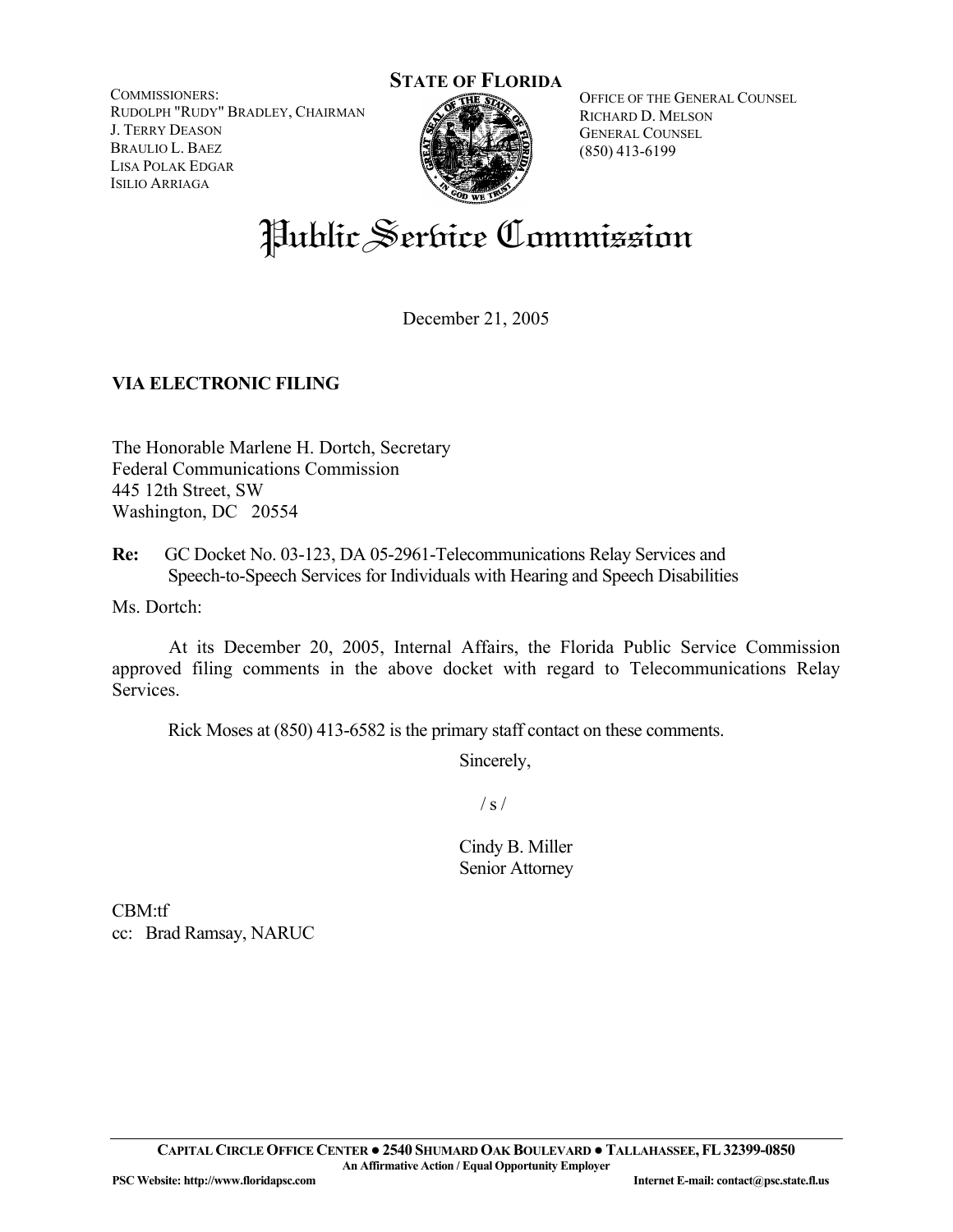**STATE OF FLORIDA**

COMMISSIONERS:
RUDOLPH "RUDY" BRADLEY, CHAIRMAN
J. TERRY DEASON
BRAULIO L. BAEZ
LISA POLAK EDGAR
ISILIO ARRIAGA

OFFICE OF THE GENERAL COUNSEL
RICHARD D. MELSON
GENERAL COUNSEL
(850) 413-6199

# Public Service Commission

December 21, 2005

**VIA ELECTRONIC FILING**

The Honorable Marlene H. Dortch, Secretary
Federal Communications Commission
445 12th Street, SW
Washington, DC 20554

**Re:** GC Docket No. 03-123, DA 05-2961-Telecommunications Relay Services and Speech-to-Speech Services for Individuals with Hearing and Speech Disabilities

Ms. Dortch:

At its December 20, 2005, Internal Affairs, the Florida Public Service Commission approved filing comments in the above docket with regard to Telecommunications Relay Services.

Rick Moses at (850) 413-6582 is the primary staff contact on these comments.

Sincerely,

/ s /

Cindy B. Miller
Senior Attorney

CBM:tf
cc: Brad Ramsay, NARUC

CAPITAL CIRCLE OFFICE CENTER ● 2540 SHUMARD OAK BOULEVARD ● TALLAHASSEE, FL 32399-0850
An Affirmative Action / Equal Opportunity Employer
PSC Website: http://www.floridapsc.com Internet E-mail: contact@psc.state.fl.us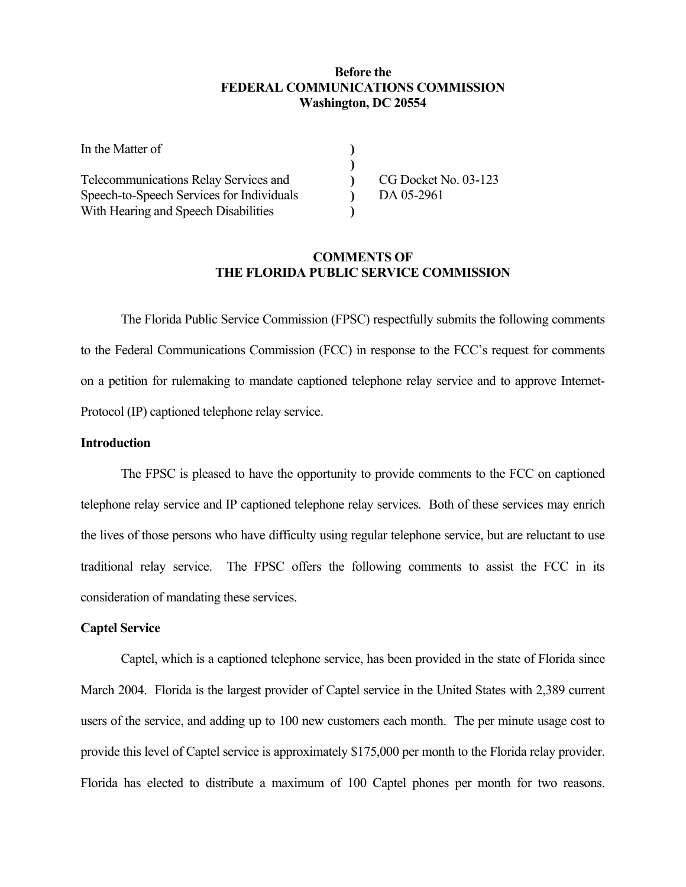**Before the**
**FEDERAL COMMUNICATIONS COMMISSION**
**Washington, DC 20554**

| | | |
|---|---|---|
| In the Matter of | ) | |
| | ) | |
| Telecommunications Relay Services and | ) | CG Docket No. 03-123 |
| Speech-to-Speech Services for Individuals | ) | DA 05-2961 |
| With Hearing and Speech Disabilities | ) | |

**COMMENTS OF**
**THE FLORIDA PUBLIC SERVICE COMMISSION**

The Florida Public Service Commission (FPSC) respectfully submits the following comments to the Federal Communications Commission (FCC) in response to the FCC's request for comments on a petition for rulemaking to mandate captioned telephone relay service and to approve Internet-Protocol (IP) captioned telephone relay service.

**Introduction**

The FPSC is pleased to have the opportunity to provide comments to the FCC on captioned telephone relay service and IP captioned telephone relay services. Both of these services may enrich the lives of those persons who have difficulty using regular telephone service, but are reluctant to use traditional relay service. The FPSC offers the following comments to assist the FCC in its consideration of mandating these services.

**Captel Service**

Captel, which is a captioned telephone service, has been provided in the state of Florida since March 2004. Florida is the largest provider of Captel service in the United States with 2,389 current users of the service, and adding up to 100 new customers each month. The per minute usage cost to provide this level of Captel service is approximately $175,000 per month to the Florida relay provider. Florida has elected to distribute a maximum of 100 Captel phones per month for two reasons.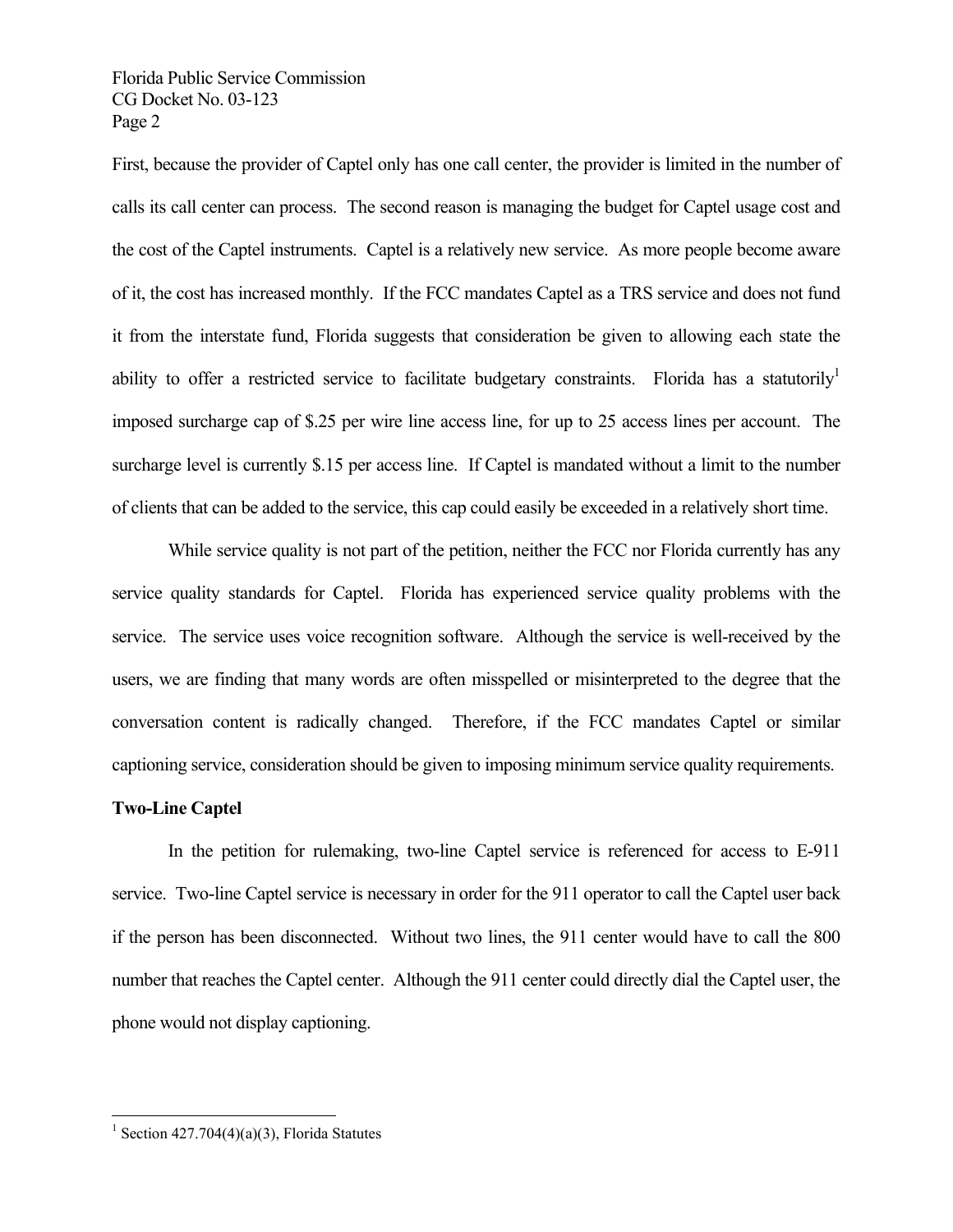First, because the provider of Captel only has one call center, the provider is limited in the number of calls its call center can process. The second reason is managing the budget for Captel usage cost and the cost of the Captel instruments. Captel is a relatively new service. As more people become aware of it, the cost has increased monthly. If the FCC mandates Captel as a TRS service and does not fund it from the interstate fund, Florida suggests that consideration be given to allowing each state the ability to offer a restricted service to facilitate budgetary constraints. Florida has a statutorily[1] imposed surcharge cap of $.25 per wire line access line, for up to 25 access lines per account. The surcharge level is currently $.15 per access line. If Captel is mandated without a limit to the number of clients that can be added to the service, this cap could easily be exceeded in a relatively short time.

While service quality is not part of the petition, neither the FCC nor Florida currently has any service quality standards for Captel. Florida has experienced service quality problems with the service. The service uses voice recognition software. Although the service is well-received by the users, we are finding that many words are often misspelled or misinterpreted to the degree that the conversation content is radically changed. Therefore, if the FCC mandates Captel or similar captioning service, consideration should be given to imposing minimum service quality requirements.

**Two-Line Captel**

In the petition for rulemaking, two-line Captel service is referenced for access to E-911 service. Two-line Captel service is necessary in order for the 911 operator to call the Captel user back if the person has been disconnected. Without two lines, the 911 center would have to call the 800 number that reaches the Captel center. Although the 911 center could directly dial the Captel user, the phone would not display captioning.

---

[1] Section 427.704(4)(a)(3), Florida Statutes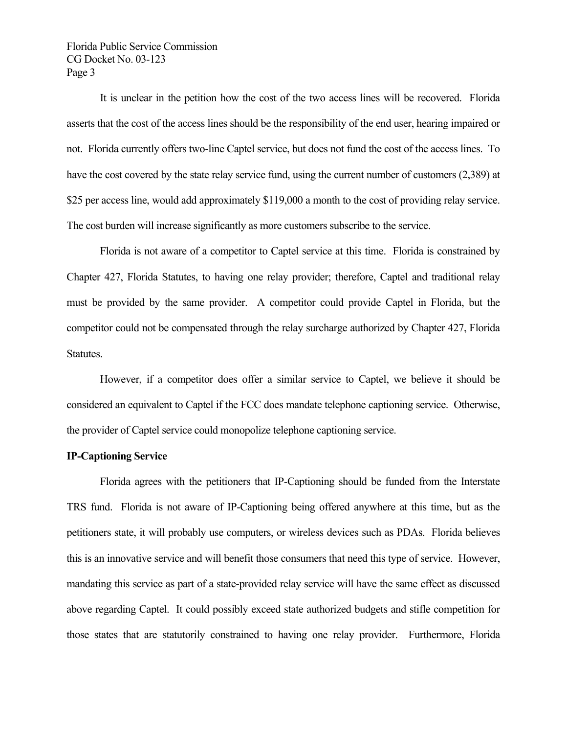It is unclear in the petition how the cost of the two access lines will be recovered. Florida asserts that the cost of the access lines should be the responsibility of the end user, hearing impaired or not. Florida currently offers two-line Captel service, but does not fund the cost of the access lines. To have the cost covered by the state relay service fund, using the current number of customers (2,389) at $25 per access line, would add approximately $119,000 a month to the cost of providing relay service. The cost burden will increase significantly as more customers subscribe to the service.

Florida is not aware of a competitor to Captel service at this time. Florida is constrained by Chapter 427, Florida Statutes, to having one relay provider; therefore, Captel and traditional relay must be provided by the same provider. A competitor could provide Captel in Florida, but the competitor could not be compensated through the relay surcharge authorized by Chapter 427, Florida Statutes.

However, if a competitor does offer a similar service to Captel, we believe it should be considered an equivalent to Captel if the FCC does mandate telephone captioning service. Otherwise, the provider of Captel service could monopolize telephone captioning service.

**IP-Captioning Service**

Florida agrees with the petitioners that IP-Captioning should be funded from the Interstate TRS fund. Florida is not aware of IP-Captioning being offered anywhere at this time, but as the petitioners state, it will probably use computers, or wireless devices such as PDAs. Florida believes this is an innovative service and will benefit those consumers that need this type of service. However, mandating this service as part of a state-provided relay service will have the same effect as discussed above regarding Captel. It could possibly exceed state authorized budgets and stifle competition for those states that are statutorily constrained to having one relay provider. Furthermore, Florida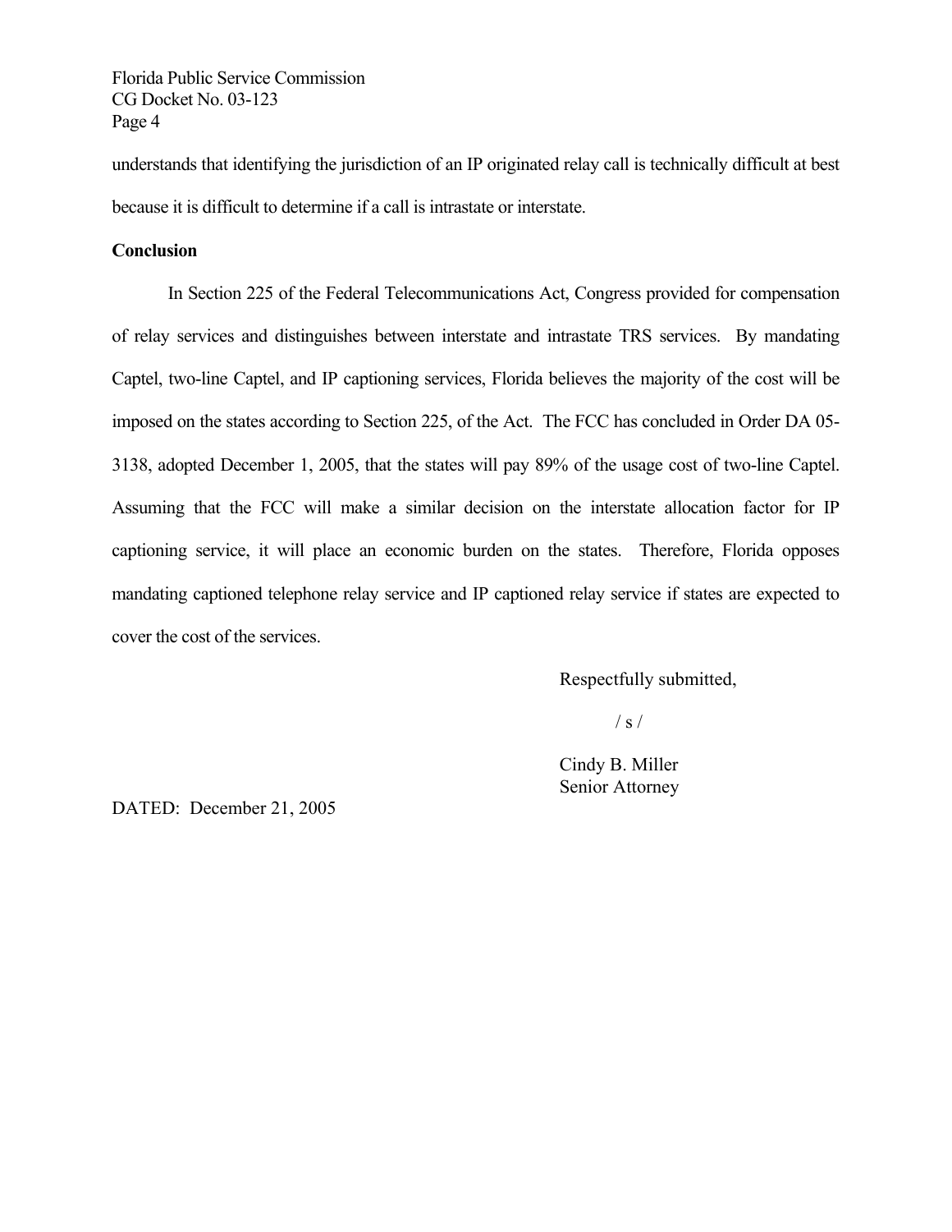understands that identifying the jurisdiction of an IP originated relay call is technically difficult at best because it is difficult to determine if a call is intrastate or interstate.

**Conclusion**

In Section 225 of the Federal Telecommunications Act, Congress provided for compensation of relay services and distinguishes between interstate and intrastate TRS services. By mandating Captel, two-line Captel, and IP captioning services, Florida believes the majority of the cost will be imposed on the states according to Section 225, of the Act. The FCC has concluded in Order DA 05-3138, adopted December 1, 2005, that the states will pay 89% of the usage cost of two-line Captel. Assuming that the FCC will make a similar decision on the interstate allocation factor for IP captioning service, it will place an economic burden on the states. Therefore, Florida opposes mandating captioned telephone relay service and IP captioned relay service if states are expected to cover the cost of the services.

Respectfully submitted,

/ s /

Cindy B. Miller
Senior Attorney

DATED: December 21, 2005